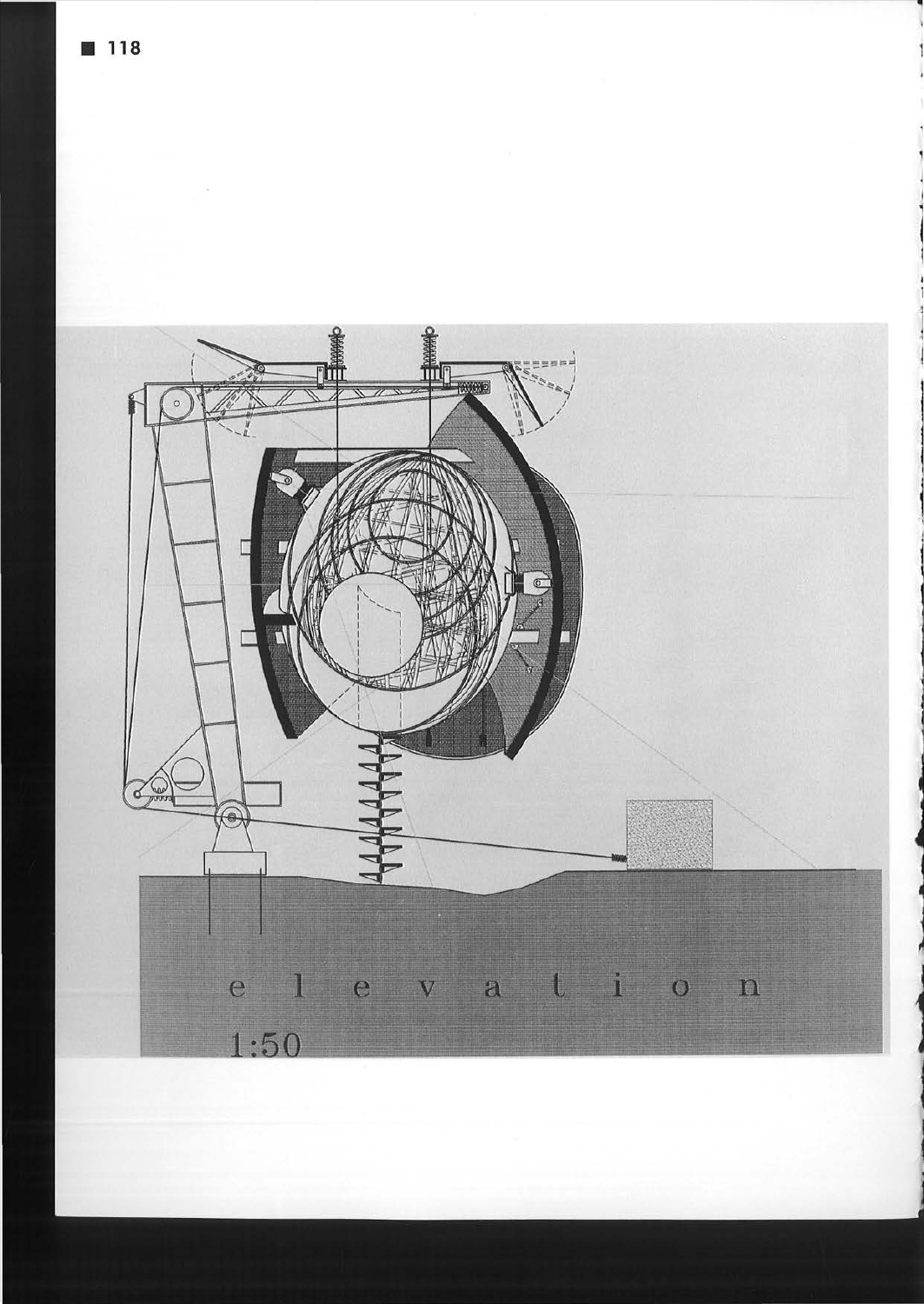elevation

1:50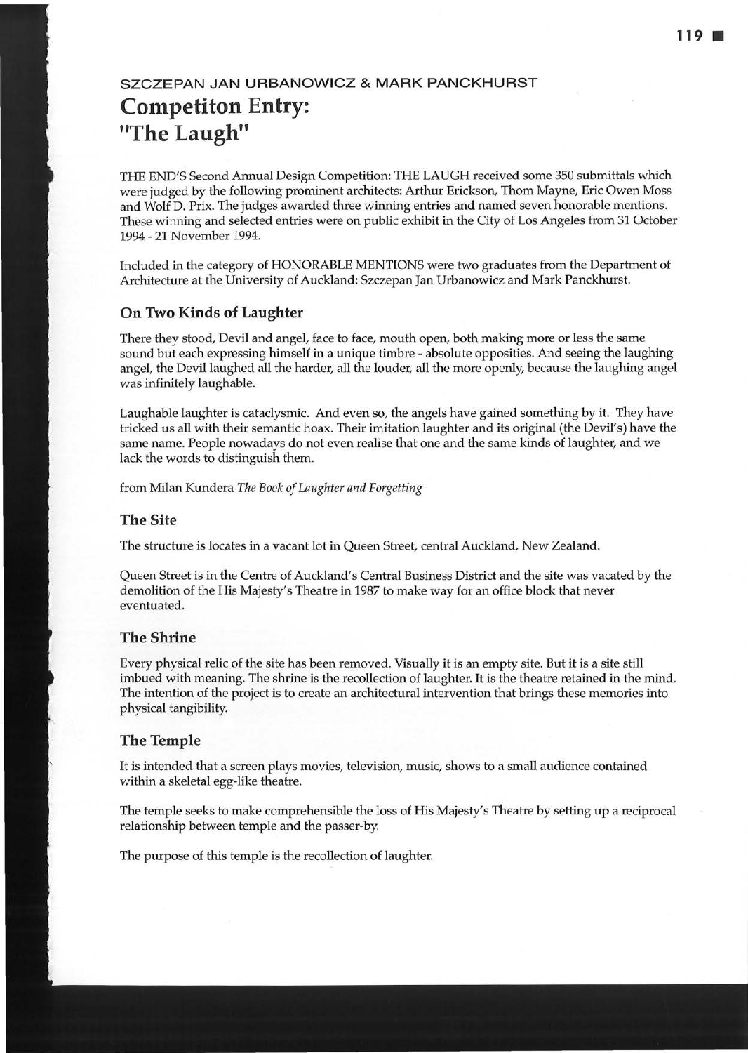SZCZEPAN JAN URBANOWICZ & MARK PANCKHURST

# Competiton Entry: "The Laugh"

THE END'S Second Annual Design Competition: THE LAUGH received some 350 submittals which were judged by the following prominent architects: Arthur Erickson, Thom Mayne, Eric Owen Moss and Wolf D. Prix. The judges awarded three winning entries and named seven honorable mentions. These winning and selected entries were on public exhibit in the City of Los Angeles from 31 October 1994 - 21 November 1994.

Included in the category of HONORABLE MENTIONS were two graduates from the Department of Architecture at the University of Auckland: Szczepan Jan Urbanowicz and Mark Panckhurst.

## On Two Kinds of Laughter

There they stood, Devil and angel, face to face, mouth open, both making more or less the same sound but each expressing himself in a unique timbre - absolute opposities. And seeing the laughing angel, the Devil laughed all the harder, all the louder, all the more openly, because the laughing angel was infinitely laughable.

Laughable laughter is cataclysmic. And even so, the angels have gained something by it. They have tricked us all with their semantic hoax. Their imitation laughter and its original (the Devil's) have the same name. People nowadays do not even realise that one and the same kinds of laughter, and we lack the words to distinguish them.

from Milan Kundera *The Book of Laughter and Forgetting*

## The Site

The structure is locates in a vacant lot in Queen Street, central Auckland, New Zealand.

Queen Street is in the Centre of Auckland's Central Business District and the site was vacated by the demolition of the His Majesty's Theatre in 1987 to make way for an office block that never eventuated.

## The Shrine

Every physical relic of the site has been removed. Visually it is an empty site. But it is a site still imbued with meaning. The shrine is the recollection of laughter. It is the theatre retained in the mind. The intention of the project is to create an architectural intervention that brings these memories into physical tangibility.

## The Temple

It is intended that a screen plays movies, television, music, shows to a small audience contained within a skeletal egg-like theatre.

The temple seeks to make comprehensible the loss of His Majesty's Theatre by setting up a reciprocal relationship between temple and the passer-by.

The purpose of this temple is the recollection of laughter.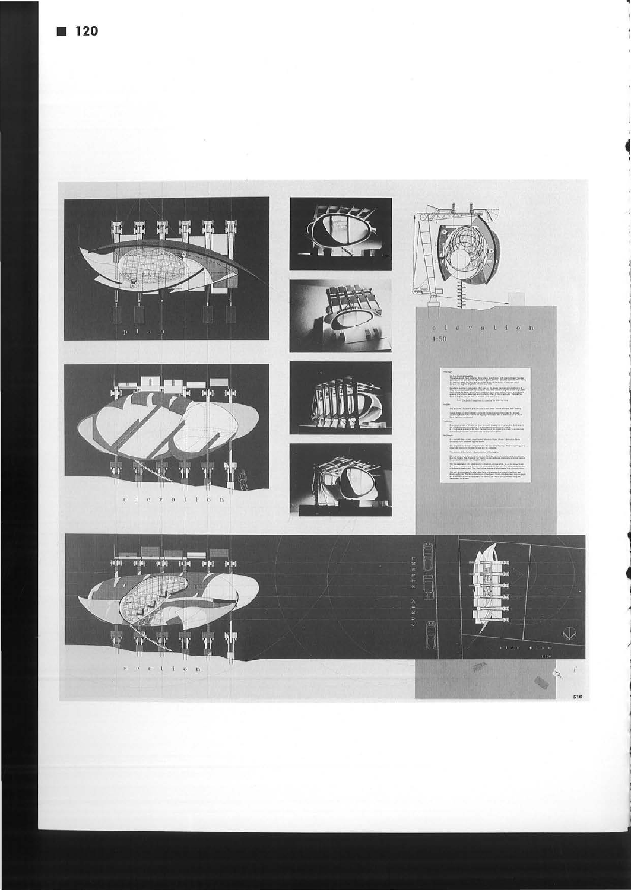plan

elevation

section

elevation
1:50

QUEEN STREET

site plan
1:100

516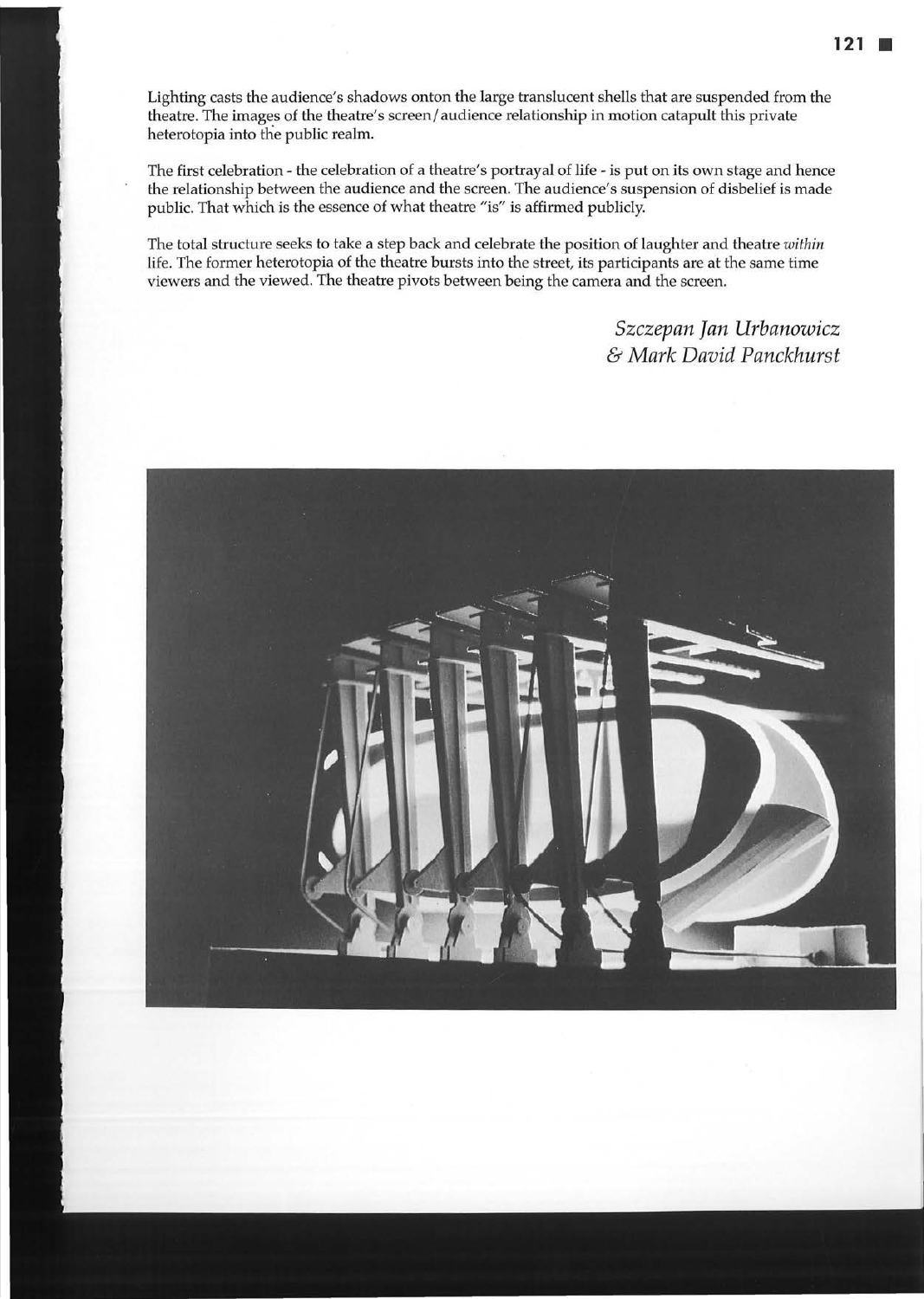Lighting casts the audience's shadows onton the large translucent shells that are suspended from the theatre. The images of the theatre's screen/audience relationship in motion catapult this private heterotopia into the public realm.

The first celebration - the celebration of a theatre's portrayal of life - is put on its own stage and hence the relationship between the audience and the screen. The audience's suspension of disbelief is made public. That which is the essence of what theatre "is" is affirmed publicly.

The total structure seeks to take a step back and celebrate the position of laughter and theatre *within* life. The former heterotopia of the theatre bursts into the street, its participants are at the same time viewers and the viewed. The theatre pivots between being the camera and the screen.

*Szczepan Jan Urbanowicz*
*& Mark David Panckhurst*